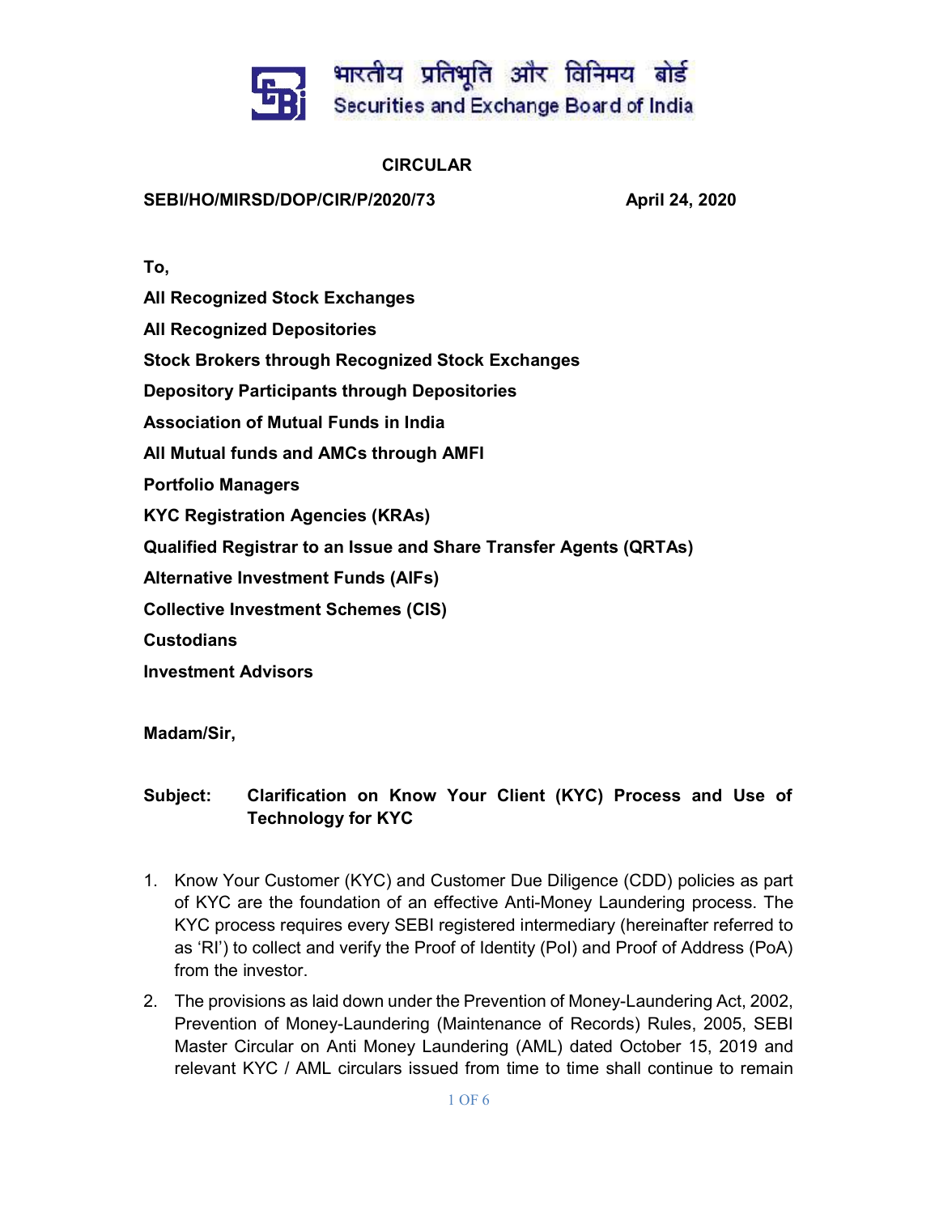भारतीय प्रतिभूति और विनिमय बोर्ड
Securities and Exchange Board of India

# CIRCULAR

**SEBI/HO/MIRSD/DOP/CIR/P/2020/73** **April 24, 2020**

**To,**

**All Recognized Stock Exchanges**

**All Recognized Depositories**

**Stock Brokers through Recognized Stock Exchanges**

**Depository Participants through Depositories**

**Association of Mutual Funds in India**

**All Mutual funds and AMCs through AMFI**

**Portfolio Managers**

**KYC Registration Agencies (KRAs)**

**Qualified Registrar to an Issue and Share Transfer Agents (QRTAs)**

**Alternative Investment Funds (AIFs)**

**Collective Investment Schemes (CIS)**

**Custodians**

**Investment Advisors**

**Madam/Sir,**

**Subject: Clarification on Know Your Client (KYC) Process and Use of Technology for KYC**

1. Know Your Customer (KYC) and Customer Due Diligence (CDD) policies as part of KYC are the foundation of an effective Anti-Money Laundering process. The KYC process requires every SEBI registered intermediary (hereinafter referred to as 'RI') to collect and verify the Proof of Identity (PoI) and Proof of Address (PoA) from the investor.
2. The provisions as laid down under the Prevention of Money-Laundering Act, 2002, Prevention of Money-Laundering (Maintenance of Records) Rules, 2005, SEBI Master Circular on Anti Money Laundering (AML) dated October 15, 2019 and relevant KYC / AML circulars issued from time to time shall continue to remain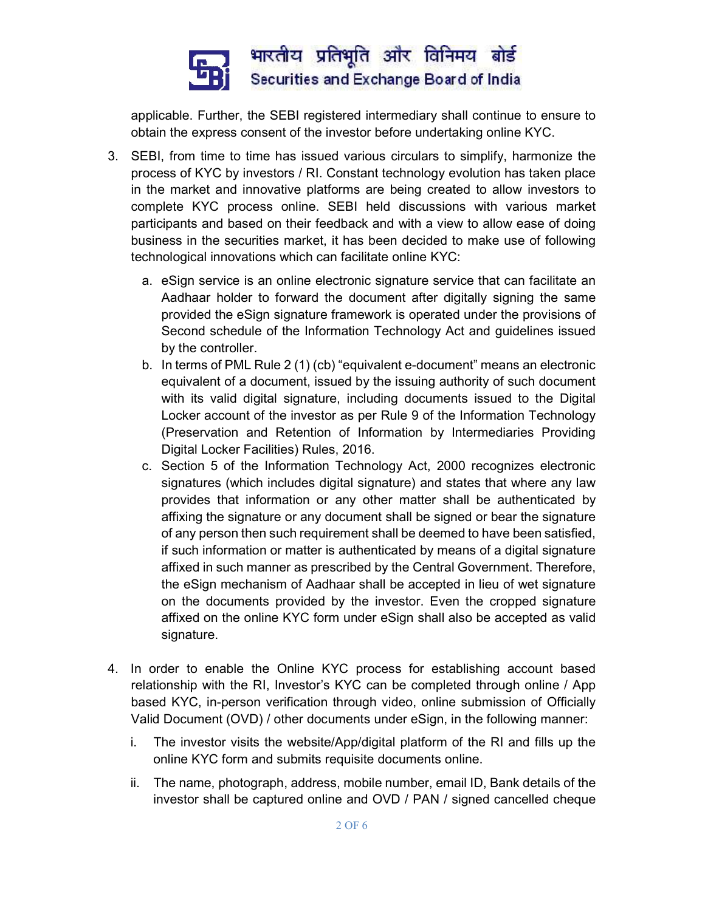applicable. Further, the SEBI registered intermediary shall continue to ensure to obtain the express consent of the investor before undertaking online KYC.

3. SEBI, from time to time has issued various circulars to simplify, harmonize the process of KYC by investors / RI. Constant technology evolution has taken place in the market and innovative platforms are being created to allow investors to complete KYC process online. SEBI held discussions with various market participants and based on their feedback and with a view to allow ease of doing business in the securities market, it has been decided to make use of following technological innovations which can facilitate online KYC:

   a. eSign service is an online electronic signature service that can facilitate an Aadhaar holder to forward the document after digitally signing the same provided the eSign signature framework is operated under the provisions of Second schedule of the Information Technology Act and guidelines issued by the controller.
   b. In terms of PML Rule 2 (1) (cb) "equivalent e-document" means an electronic equivalent of a document, issued by the issuing authority of such document with its valid digital signature, including documents issued to the Digital Locker account of the investor as per Rule 9 of the Information Technology (Preservation and Retention of Information by Intermediaries Providing Digital Locker Facilities) Rules, 2016.
   c. Section 5 of the Information Technology Act, 2000 recognizes electronic signatures (which includes digital signature) and states that where any law provides that information or any other matter shall be authenticated by affixing the signature or any document shall be signed or bear the signature of any person then such requirement shall be deemed to have been satisfied, if such information or matter is authenticated by means of a digital signature affixed in such manner as prescribed by the Central Government. Therefore, the eSign mechanism of Aadhaar shall be accepted in lieu of wet signature on the documents provided by the investor. Even the cropped signature affixed on the online KYC form under eSign shall also be accepted as valid signature.

4. In order to enable the Online KYC process for establishing account based relationship with the RI, Investor's KYC can be completed through online / App based KYC, in-person verification through video, online submission of Officially Valid Document (OVD) / other documents under eSign, in the following manner:

   i. The investor visits the website/App/digital platform of the RI and fills up the online KYC form and submits requisite documents online.

   ii. The name, photograph, address, mobile number, email ID, Bank details of the investor shall be captured online and OVD / PAN / signed cancelled cheque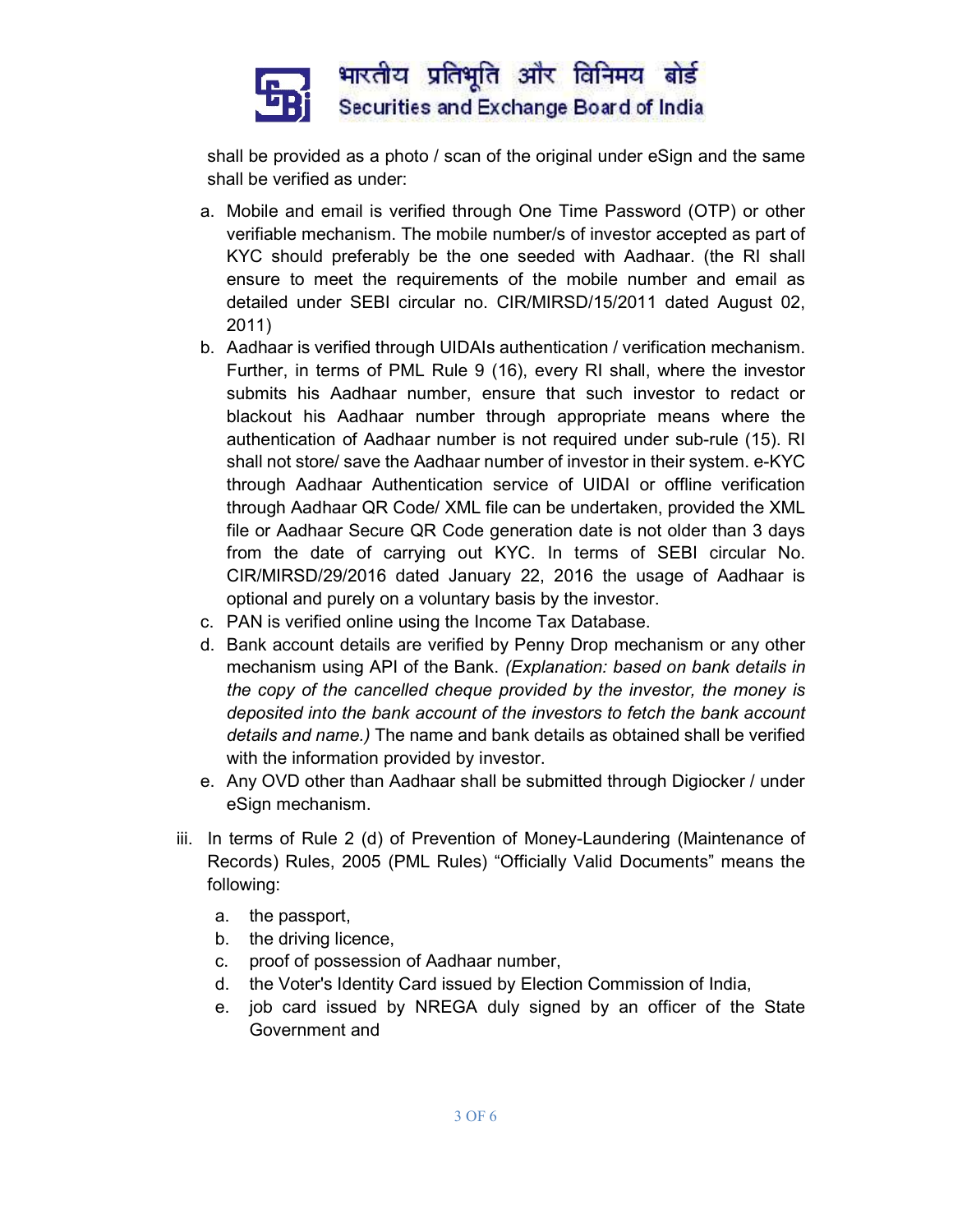shall be provided as a photo / scan of the original under eSign and the same shall be verified as under:

a. Mobile and email is verified through One Time Password (OTP) or other verifiable mechanism. The mobile number/s of investor accepted as part of KYC should preferably be the one seeded with Aadhaar. (the RI shall ensure to meet the requirements of the mobile number and email as detailed under SEBI circular no. CIR/MIRSD/15/2011 dated August 02, 2011)
b. Aadhaar is verified through UIDAIs authentication / verification mechanism. Further, in terms of PML Rule 9 (16), every RI shall, where the investor submits his Aadhaar number, ensure that such investor to redact or blackout his Aadhaar number through appropriate means where the authentication of Aadhaar number is not required under sub-rule (15). RI shall not store/ save the Aadhaar number of investor in their system. e-KYC through Aadhaar Authentication service of UIDAI or offline verification through Aadhaar QR Code/ XML file can be undertaken, provided the XML file or Aadhaar Secure QR Code generation date is not older than 3 days from the date of carrying out KYC. In terms of SEBI circular No. CIR/MIRSD/29/2016 dated January 22, 2016 the usage of Aadhaar is optional and purely on a voluntary basis by the investor.
c. PAN is verified online using the Income Tax Database.
d. Bank account details are verified by Penny Drop mechanism or any other mechanism using API of the Bank. *(Explanation: based on bank details in the copy of the cancelled cheque provided by the investor, the money is deposited into the bank account of the investors to fetch the bank account details and name.)* The name and bank details as obtained shall be verified with the information provided by investor.
e. Any OVD other than Aadhaar shall be submitted through Digiocker / under eSign mechanism.

iii. In terms of Rule 2 (d) of Prevention of Money-Laundering (Maintenance of Records) Rules, 2005 (PML Rules) "Officially Valid Documents" means the following:

a. the passport,
b. the driving licence,
c. proof of possession of Aadhaar number,
d. the Voter's Identity Card issued by Election Commission of India,
e. job card issued by NREGA duly signed by an officer of the State Government and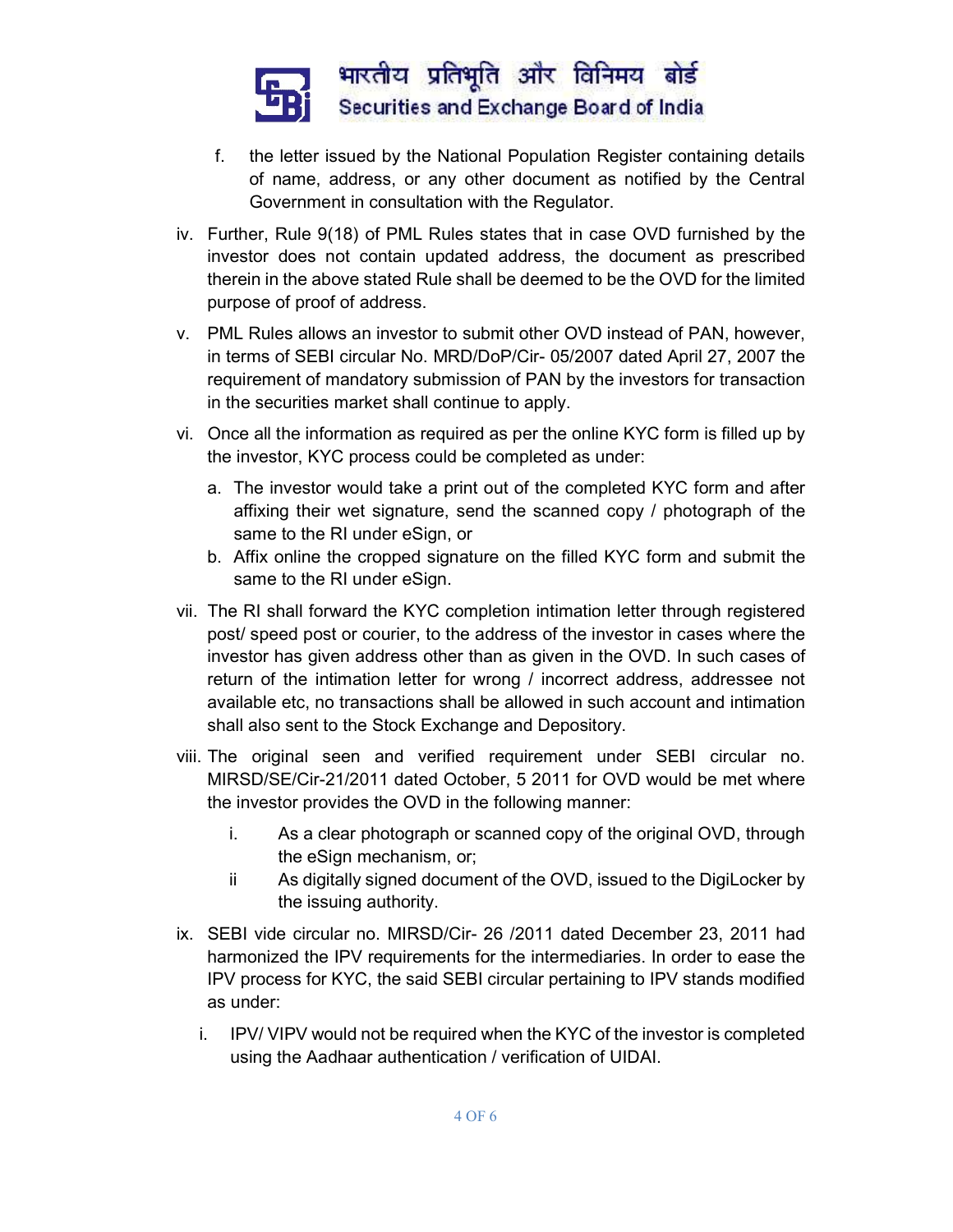f. the letter issued by the National Population Register containing details of name, address, or any other document as notified by the Central Government in consultation with the Regulator.

iv. Further, Rule 9(18) of PML Rules states that in case OVD furnished by the investor does not contain updated address, the document as prescribed therein in the above stated Rule shall be deemed to be the OVD for the limited purpose of proof of address.

v. PML Rules allows an investor to submit other OVD instead of PAN, however, in terms of SEBI circular No. MRD/DoP/Cir- 05/2007 dated April 27, 2007 the requirement of mandatory submission of PAN by the investors for transaction in the securities market shall continue to apply.

vi. Once all the information as required as per the online KYC form is filled up by the investor, KYC process could be completed as under:

   a. The investor would take a print out of the completed KYC form and after affixing their wet signature, send the scanned copy / photograph of the same to the RI under eSign, or
   b. Affix online the cropped signature on the filled KYC form and submit the same to the RI under eSign.

vii. The RI shall forward the KYC completion intimation letter through registered post/ speed post or courier, to the address of the investor in cases where the investor has given address other than as given in the OVD. In such cases of return of the intimation letter for wrong / incorrect address, addressee not available etc, no transactions shall be allowed in such account and intimation shall also sent to the Stock Exchange and Depository.

viii. The original seen and verified requirement under SEBI circular no. MIRSD/SE/Cir-21/2011 dated October, 5 2011 for OVD would be met where the investor provides the OVD in the following manner:

   i. As a clear photograph or scanned copy of the original OVD, through the eSign mechanism, or;
   ii As digitally signed document of the OVD, issued to the DigiLocker by the issuing authority.

ix. SEBI vide circular no. MIRSD/Cir- 26 /2011 dated December 23, 2011 had harmonized the IPV requirements for the intermediaries. In order to ease the IPV process for KYC, the said SEBI circular pertaining to IPV stands modified as under:

   i. IPV/ VIPV would not be required when the KYC of the investor is completed using the Aadhaar authentication / verification of UIDAI.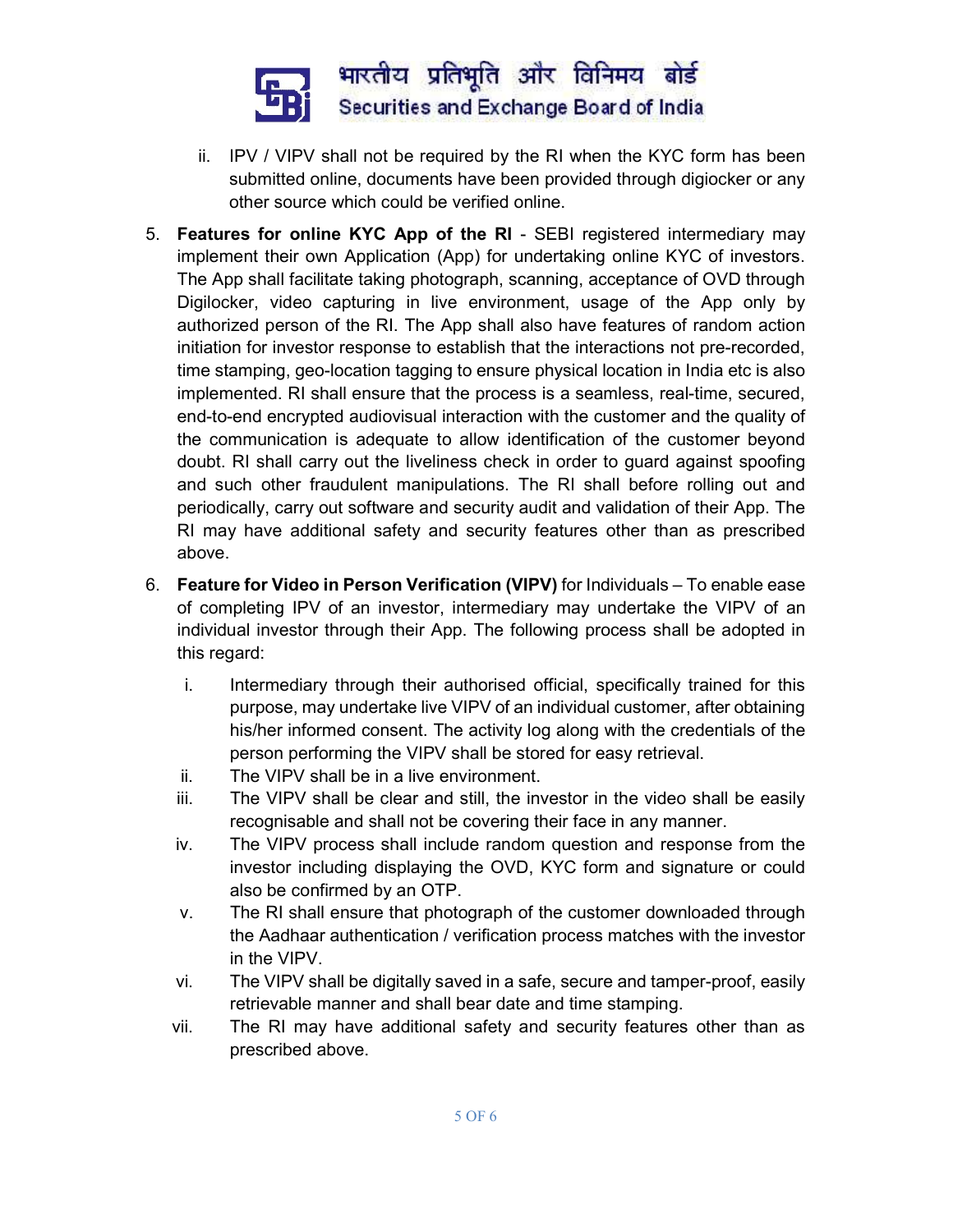ii. IPV / VIPV shall not be required by the RI when the KYC form has been submitted online, documents have been provided through digiocker or any other source which could be verified online.

5. **Features for online KYC App of the RI** - SEBI registered intermediary may implement their own Application (App) for undertaking online KYC of investors. The App shall facilitate taking photograph, scanning, acceptance of OVD through Digilocker, video capturing in live environment, usage of the App only by authorized person of the RI. The App shall also have features of random action initiation for investor response to establish that the interactions not pre-recorded, time stamping, geo-location tagging to ensure physical location in India etc is also implemented. RI shall ensure that the process is a seamless, real-time, secured, end-to-end encrypted audiovisual interaction with the customer and the quality of the communication is adequate to allow identification of the customer beyond doubt. RI shall carry out the liveliness check in order to guard against spoofing and such other fraudulent manipulations. The RI shall before rolling out and periodically, carry out software and security audit and validation of their App. The RI may have additional safety and security features other than as prescribed above.

6. **Feature for Video in Person Verification (VIPV)** for Individuals – To enable ease of completing IPV of an investor, intermediary may undertake the VIPV of an individual investor through their App. The following process shall be adopted in this regard:

   i. Intermediary through their authorised official, specifically trained for this purpose, may undertake live VIPV of an individual customer, after obtaining his/her informed consent. The activity log along with the credentials of the person performing the VIPV shall be stored for easy retrieval.

   ii. The VIPV shall be in a live environment.

   iii. The VIPV shall be clear and still, the investor in the video shall be easily recognisable and shall not be covering their face in any manner.

   iv. The VIPV process shall include random question and response from the investor including displaying the OVD, KYC form and signature or could also be confirmed by an OTP.

   v. The RI shall ensure that photograph of the customer downloaded through the Aadhaar authentication / verification process matches with the investor in the VIPV.

   vi. The VIPV shall be digitally saved in a safe, secure and tamper-proof, easily retrievable manner and shall bear date and time stamping.

   vii. The RI may have additional safety and security features other than as prescribed above.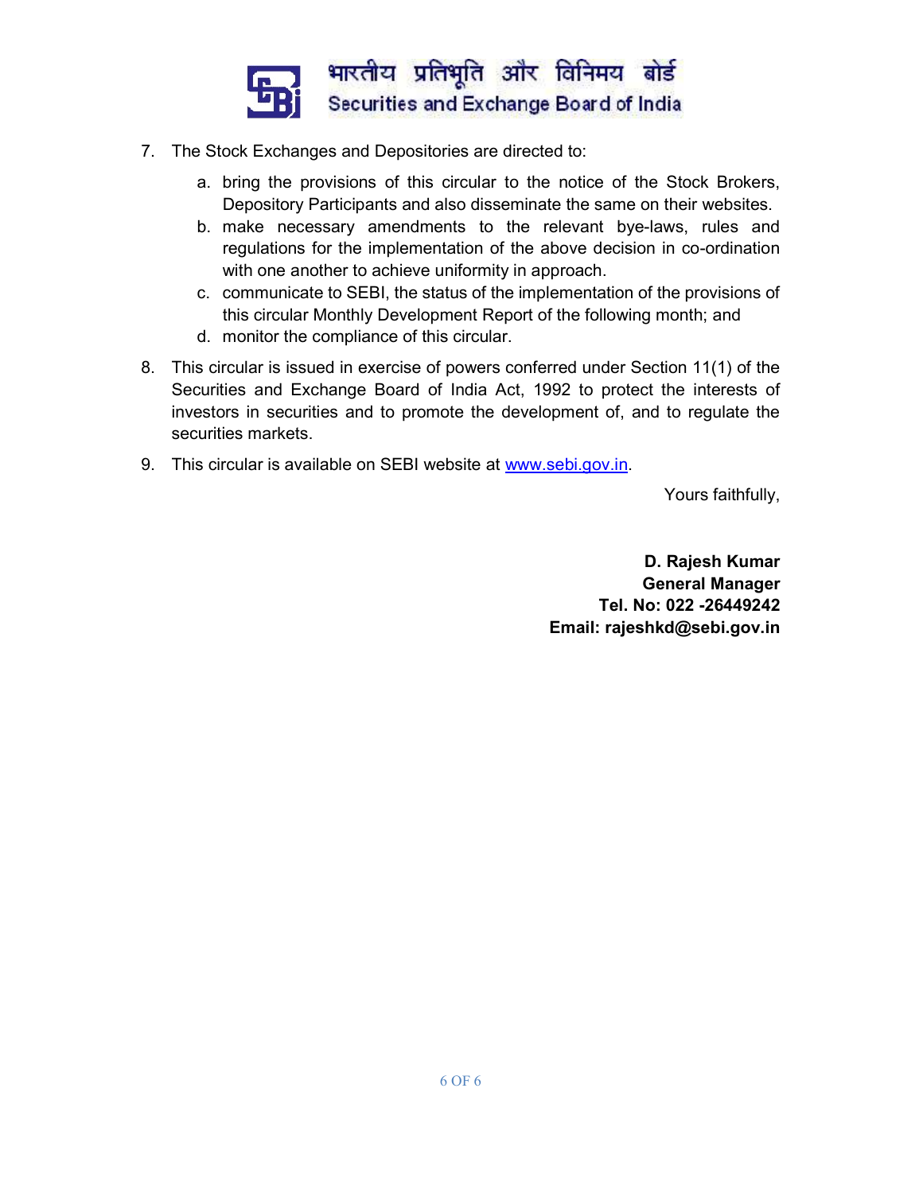7. The Stock Exchanges and Depositories are directed to:

    a. bring the provisions of this circular to the notice of the Stock Brokers, Depository Participants and also disseminate the same on their websites.
    b. make necessary amendments to the relevant bye-laws, rules and regulations for the implementation of the above decision in co-ordination with one another to achieve uniformity in approach.
    c. communicate to SEBI, the status of the implementation of the provisions of this circular Monthly Development Report of the following month; and
    d. monitor the compliance of this circular.

8. This circular is issued in exercise of powers conferred under Section 11(1) of the Securities and Exchange Board of India Act, 1992 to protect the interests of investors in securities and to promote the development of, and to regulate the securities markets.

9. This circular is available on SEBI website at www.sebi.gov.in.

Yours faithfully,

**D. Rajesh Kumar**
**General Manager**
**Tel. No: 022 -26449242**
**Email: rajeshkd@sebi.gov.in**